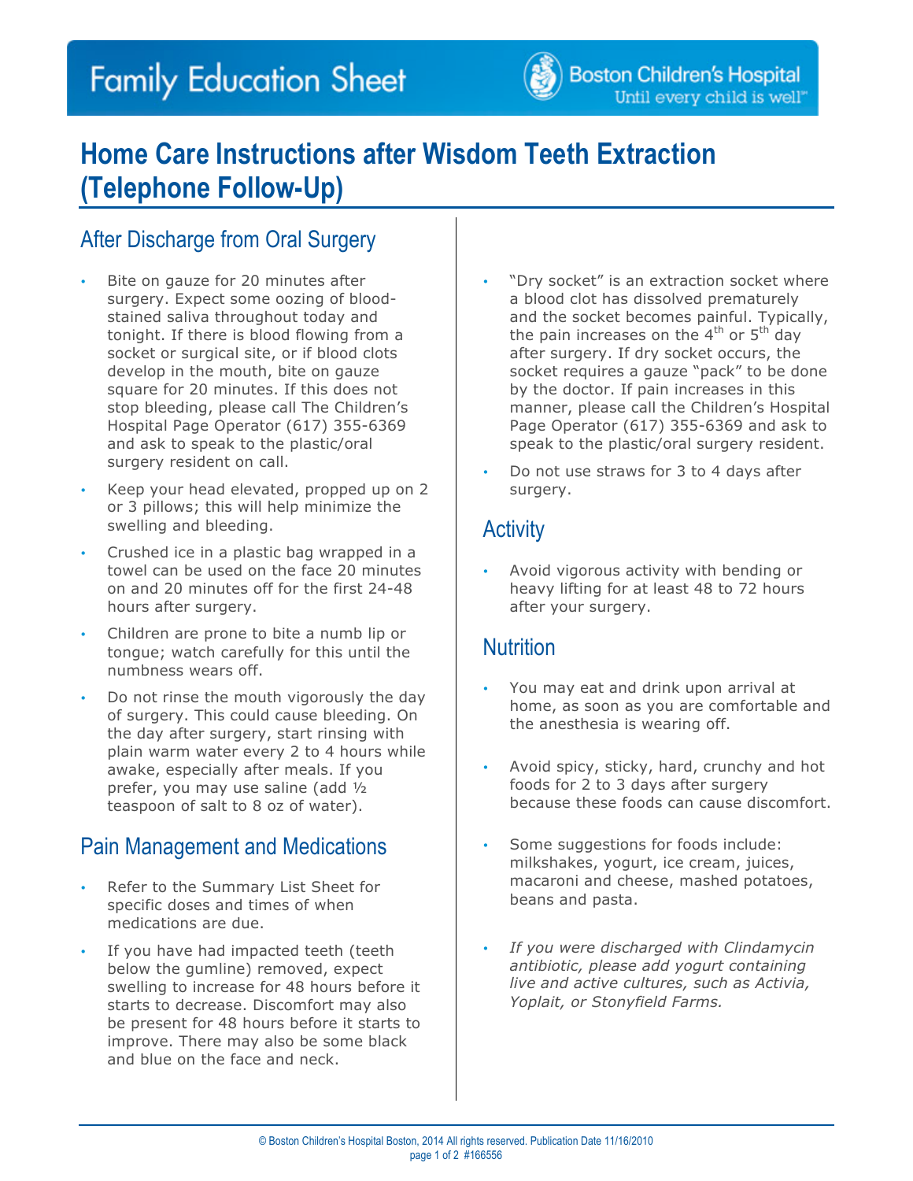# Family Education Sheet

Boston Children's Hospital
Until every child is well™

# Home Care Instructions after Wisdom Teeth Extraction (Telephone Follow-Up)

## After Discharge from Oral Surgery

- Bite on gauze for 20 minutes after surgery. Expect some oozing of blood-stained saliva throughout today and tonight. If there is blood flowing from a socket or surgical site, or if blood clots develop in the mouth, bite on gauze square for 20 minutes. If this does not stop bleeding, please call The Children's Hospital Page Operator (617) 355-6369 and ask to speak to the plastic/oral surgery resident on call.
- Keep your head elevated, propped up on 2 or 3 pillows; this will help minimize the swelling and bleeding.
- Crushed ice in a plastic bag wrapped in a towel can be used on the face 20 minutes on and 20 minutes off for the first 24-48 hours after surgery.
- Children are prone to bite a numb lip or tongue; watch carefully for this until the numbness wears off.
- Do not rinse the mouth vigorously the day of surgery. This could cause bleeding. On the day after surgery, start rinsing with plain warm water every 2 to 4 hours while awake, especially after meals. If you prefer, you may use saline (add ½ teaspoon of salt to 8 oz of water).

## Pain Management and Medications

- Refer to the Summary List Sheet for specific doses and times of when medications are due.
- If you have had impacted teeth (teeth below the gumline) removed, expect swelling to increase for 48 hours before it starts to decrease. Discomfort may also be present for 48 hours before it starts to improve. There may also be some black and blue on the face and neck.
- "Dry socket" is an extraction socket where a blood clot has dissolved prematurely and the socket becomes painful. Typically, the pain increases on the 4th or 5th day after surgery. If dry socket occurs, the socket requires a gauze "pack" to be done by the doctor. If pain increases in this manner, please call the Children's Hospital Page Operator (617) 355-6369 and ask to speak to the plastic/oral surgery resident.
- Do not use straws for 3 to 4 days after surgery.

## Activity

- Avoid vigorous activity with bending or heavy lifting for at least 48 to 72 hours after your surgery.

## Nutrition

- You may eat and drink upon arrival at home, as soon as you are comfortable and the anesthesia is wearing off.
- Avoid spicy, sticky, hard, crunchy and hot foods for 2 to 3 days after surgery because these foods can cause discomfort.
- Some suggestions for foods include: milkshakes, yogurt, ice cream, juices, macaroni and cheese, mashed potatoes, beans and pasta.
- *If you were discharged with Clindamycin antibiotic, please add yogurt containing live and active cultures, such as Activia, Yoplait, or Stonyfield Farms.*

© Boston Children's Hospital Boston, 2014 All rights reserved. Publication Date 11/16/2010
#166556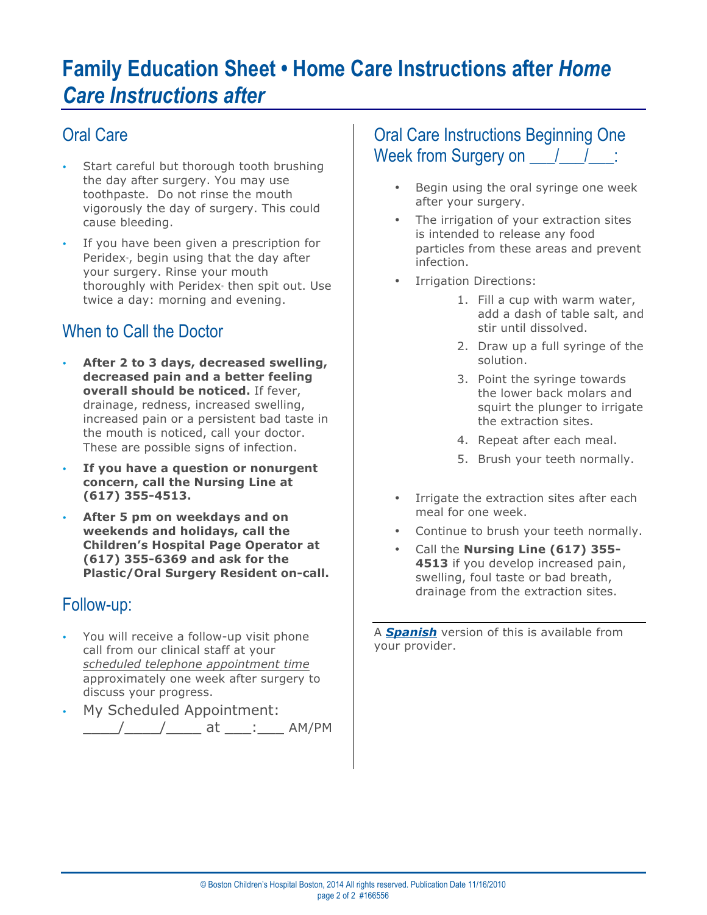# Family Education Sheet • Home Care Instructions after *Home Care Instructions after*

## Oral Care

- Start careful but thorough tooth brushing the day after surgery. You may use toothpaste. Do not rinse the mouth vigorously the day of surgery. This could cause bleeding.
- If you have been given a prescription for Peridex®, begin using that the day after your surgery. Rinse your mouth thoroughly with Peridex® then spit out. Use twice a day: morning and evening.

## When to Call the Doctor

- **After 2 to 3 days, decreased swelling, decreased pain and a better feeling overall should be noticed.** If fever, drainage, redness, increased swelling, increased pain or a persistent bad taste in the mouth is noticed, call your doctor. These are possible signs of infection.
- **If you have a question or nonurgent concern, call the Nursing Line at (617) 355-4513.**
- **After 5 pm on weekdays and on weekends and holidays, call the Children's Hospital Page Operator at (617) 355-6369 and ask for the Plastic/Oral Surgery Resident on-call.**

## Follow-up:

- You will receive a follow-up visit phone call from our clinical staff at your *scheduled telephone appointment time* approximately one week after surgery to discuss your progress.
- My Scheduled Appointment: ____/____/____ at ___:___ AM/PM

## Oral Care Instructions Beginning One Week from Surgery on ___/___/___:

- Begin using the oral syringe one week after your surgery.
- The irrigation of your extraction sites is intended to release any food particles from these areas and prevent infection.
- Irrigation Directions:
  1. Fill a cup with warm water, add a dash of table salt, and stir until dissolved.
  2. Draw up a full syringe of the solution.
  3. Point the syringe towards the lower back molars and squirt the plunger to irrigate the extraction sites.
  4. Repeat after each meal.
  5. Brush your teeth normally.
- Irrigate the extraction sites after each meal for one week.
- Continue to brush your teeth normally.
- Call the **Nursing Line (617) 355-4513** if you develop increased pain, swelling, foul taste or bad breath, drainage from the extraction sites.

A ***Spanish*** version of this is available from your provider.

© Boston Children's Hospital Boston, 2014 All rights reserved. Publication Date 11/16/2010
#166556